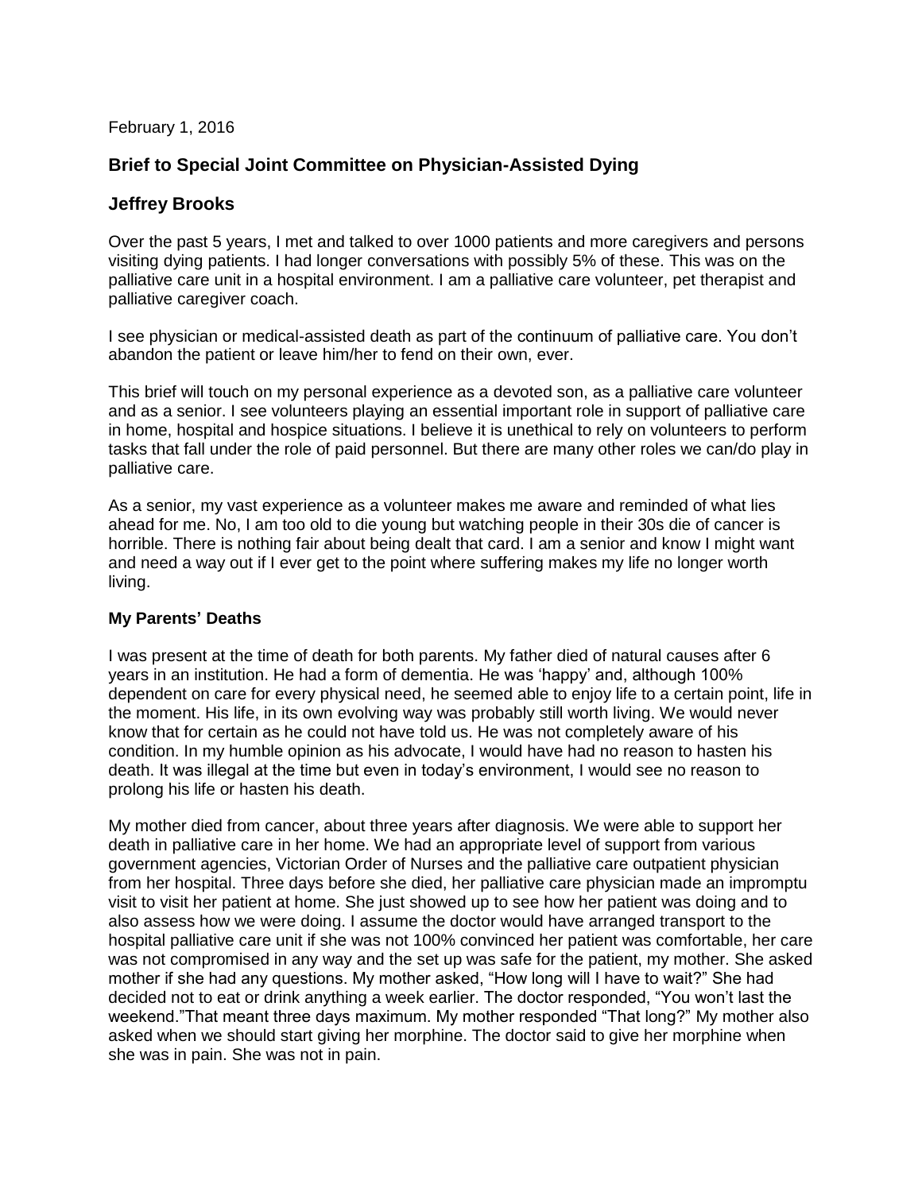February 1, 2016

## Brief to Special Joint Committee on Physician-Assisted Dying

## Jeffrey Brooks

Over the past 5 years, I met and talked to over 1000 patients and more caregivers and persons visiting dying patients. I had longer conversations with possibly 5% of these. This was on the palliative care unit in a hospital environment. I am a palliative care volunteer, pet therapist and palliative caregiver coach.

I see physician or medical-assisted death as part of the continuum of palliative care. You don't abandon the patient or leave him/her to fend on their own, ever.

This brief will touch on my personal experience as a devoted son, as a palliative care volunteer and as a senior. I see volunteers playing an essential important role in support of palliative care in home, hospital and hospice situations. I believe it is unethical to rely on volunteers to perform tasks that fall under the role of paid personnel. But there are many other roles we can/do play in palliative care.

As a senior, my vast experience as a volunteer makes me aware and reminded of what lies ahead for me. No, I am too old to die young but watching people in their 30s die of cancer is horrible. There is nothing fair about being dealt that card. I am a senior and know I might want and need a way out if I ever get to the point where suffering makes my life no longer worth living.

### My Parents' Deaths

I was present at the time of death for both parents. My father died of natural causes after 6 years in an institution. He had a form of dementia. He was 'happy' and, although 100% dependent on care for every physical need, he seemed able to enjoy life to a certain point, life in the moment. His life, in its own evolving way was probably still worth living. We would never know that for certain as he could not have told us. He was not completely aware of his condition. In my humble opinion as his advocate, I would have had no reason to hasten his death. It was illegal at the time but even in today's environment, I would see no reason to prolong his life or hasten his death.

My mother died from cancer, about three years after diagnosis. We were able to support her death in palliative care in her home. We had an appropriate level of support from various government agencies, Victorian Order of Nurses and the palliative care outpatient physician from her hospital. Three days before she died, her palliative care physician made an impromptu visit to visit her patient at home. She just showed up to see how her patient was doing and to also assess how we were doing. I assume the doctor would have arranged transport to the hospital palliative care unit if she was not 100% convinced her patient was comfortable, her care was not compromised in any way and the set up was safe for the patient, my mother. She asked mother if she had any questions. My mother asked, "How long will I have to wait?" She had decided not to eat or drink anything a week earlier. The doctor responded, "You won't last the weekend."That meant three days maximum. My mother responded "That long?" My mother also asked when we should start giving her morphine. The doctor said to give her morphine when she was in pain. She was not in pain.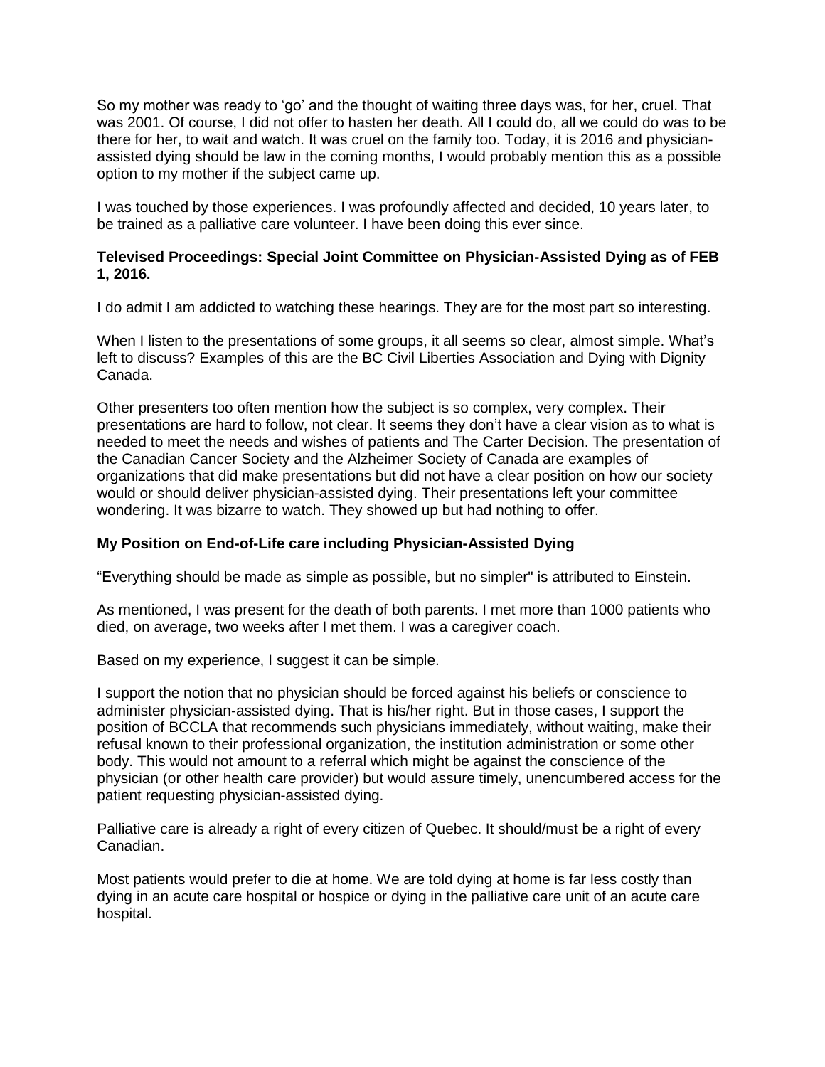So my mother was ready to 'go' and the thought of waiting three days was, for her, cruel. That was 2001. Of course, I did not offer to hasten her death. All I could do, all we could do was to be there for her, to wait and watch. It was cruel on the family too. Today, it is 2016 and physician-assisted dying should be law in the coming months, I would probably mention this as a possible option to my mother if the subject came up.

I was touched by those experiences. I was profoundly affected and decided, 10 years later, to be trained as a palliative care volunteer. I have been doing this ever since.

**Televised Proceedings: Special Joint Committee on Physician-Assisted Dying as of FEB 1, 2016.**

I do admit I am addicted to watching these hearings. They are for the most part so interesting.

When I listen to the presentations of some groups, it all seems so clear, almost simple. What's left to discuss? Examples of this are the BC Civil Liberties Association and Dying with Dignity Canada.

Other presenters too often mention how the subject is so complex, very complex. Their presentations are hard to follow, not clear. It seems they don't have a clear vision as to what is needed to meet the needs and wishes of patients and The Carter Decision. The presentation of the Canadian Cancer Society and the Alzheimer Society of Canada are examples of organizations that did make presentations but did not have a clear position on how our society would or should deliver physician-assisted dying. Their presentations left your committee wondering. It was bizarre to watch. They showed up but had nothing to offer.

**My Position on End-of-Life care including Physician-Assisted Dying**

"Everything should be made as simple as possible, but no simpler" is attributed to Einstein.

As mentioned, I was present for the death of both parents. I met more than 1000 patients who died, on average, two weeks after I met them. I was a caregiver coach.

Based on my experience, I suggest it can be simple.

I support the notion that no physician should be forced against his beliefs or conscience to administer physician-assisted dying. That is his/her right. But in those cases, I support the position of BCCLA that recommends such physicians immediately, without waiting, make their refusal known to their professional organization, the institution administration or some other body. This would not amount to a referral which might be against the conscience of the physician (or other health care provider) but would assure timely, unencumbered access for the patient requesting physician-assisted dying.

Palliative care is already a right of every citizen of Quebec. It should/must be a right of every Canadian.

Most patients would prefer to die at home. We are told dying at home is far less costly than dying in an acute care hospital or hospice or dying in the palliative care unit of an acute care hospital.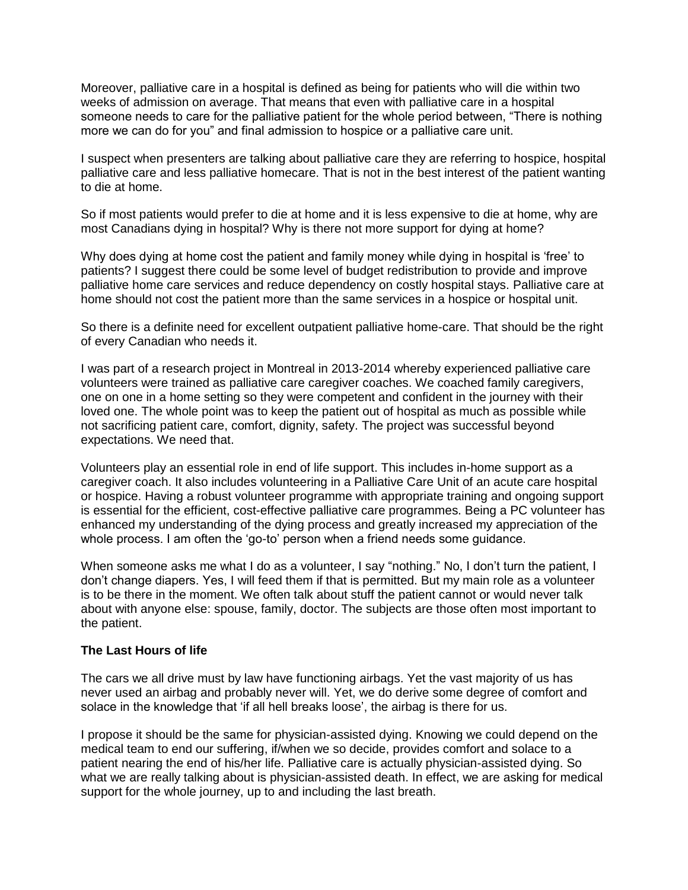Moreover, palliative care in a hospital is defined as being for patients who will die within two weeks of admission on average. That means that even with palliative care in a hospital someone needs to care for the palliative patient for the whole period between, “There is nothing more we can do for you” and final admission to hospice or a palliative care unit.

I suspect when presenters are talking about palliative care they are referring to hospice, hospital palliative care and less palliative homecare. That is not in the best interest of the patient wanting to die at home.

So if most patients would prefer to die at home and it is less expensive to die at home, why are most Canadians dying in hospital? Why is there not more support for dying at home?

Why does dying at home cost the patient and family money while dying in hospital is ‘free’ to patients? I suggest there could be some level of budget redistribution to provide and improve palliative home care services and reduce dependency on costly hospital stays. Palliative care at home should not cost the patient more than the same services in a hospice or hospital unit.

So there is a definite need for excellent outpatient palliative home-care. That should be the right of every Canadian who needs it.

I was part of a research project in Montreal in 2013-2014 whereby experienced palliative care volunteers were trained as palliative care caregiver coaches. We coached family caregivers, one on one in a home setting so they were competent and confident in the journey with their loved one. The whole point was to keep the patient out of hospital as much as possible while not sacrificing patient care, comfort, dignity, safety. The project was successful beyond expectations. We need that.

Volunteers play an essential role in end of life support. This includes in-home support as a caregiver coach. It also includes volunteering in a Palliative Care Unit of an acute care hospital or hospice. Having a robust volunteer programme with appropriate training and ongoing support is essential for the efficient, cost-effective palliative care programmes. Being a PC volunteer has enhanced my understanding of the dying process and greatly increased my appreciation of the whole process. I am often the ‘go-to’ person when a friend needs some guidance.

When someone asks me what I do as a volunteer, I say “nothing.” No, I don’t turn the patient, I don’t change diapers. Yes, I will feed them if that is permitted. But my main role as a volunteer is to be there in the moment. We often talk about stuff the patient cannot or would never talk about with anyone else: spouse, family, doctor. The subjects are those often most important to the patient.

**The Last Hours of life**

The cars we all drive must by law have functioning airbags. Yet the vast majority of us has never used an airbag and probably never will. Yet, we do derive some degree of comfort and solace in the knowledge that ‘if all hell breaks loose’, the airbag is there for us.

I propose it should be the same for physician-assisted dying. Knowing we could depend on the medical team to end our suffering, if/when we so decide, provides comfort and solace to a patient nearing the end of his/her life. Palliative care is actually physician-assisted dying. So what we are really talking about is physician-assisted death. In effect, we are asking for medical support for the whole journey, up to and including the last breath.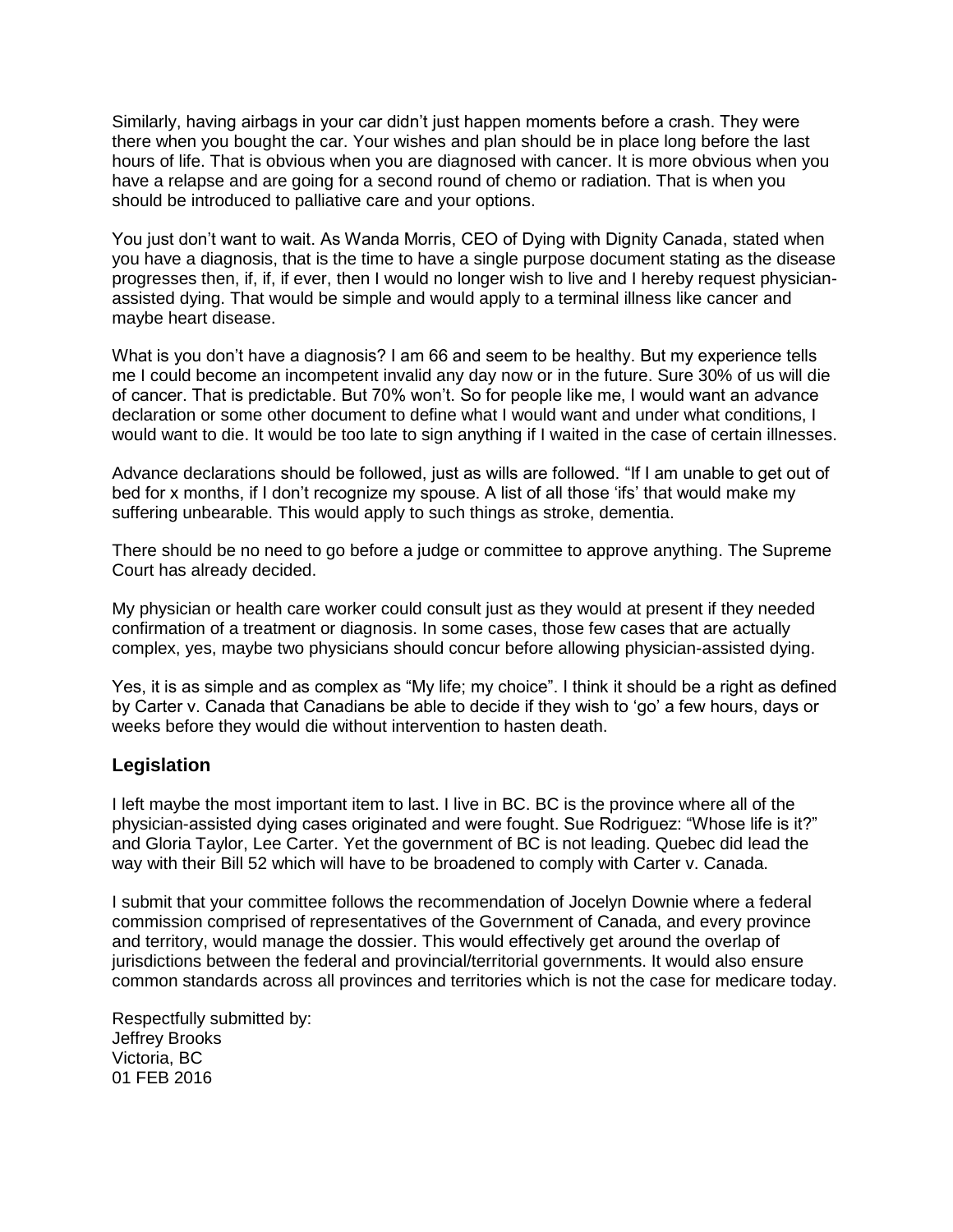Similarly, having airbags in your car didn't just happen moments before a crash. They were there when you bought the car. Your wishes and plan should be in place long before the last hours of life. That is obvious when you are diagnosed with cancer. It is more obvious when you have a relapse and are going for a second round of chemo or radiation. That is when you should be introduced to palliative care and your options.

You just don't want to wait. As Wanda Morris, CEO of Dying with Dignity Canada, stated when you have a diagnosis, that is the time to have a single purpose document stating as the disease progresses then, if, if, if ever, then I would no longer wish to live and I hereby request physician-assisted dying. That would be simple and would apply to a terminal illness like cancer and maybe heart disease.

What is you don't have a diagnosis? I am 66 and seem to be healthy. But my experience tells me I could become an incompetent invalid any day now or in the future. Sure 30% of us will die of cancer. That is predictable. But 70% won't. So for people like me, I would want an advance declaration or some other document to define what I would want and under what conditions, I would want to die. It would be too late to sign anything if I waited in the case of certain illnesses.

Advance declarations should be followed, just as wills are followed. "If I am unable to get out of bed for x months, if I don't recognize my spouse. A list of all those 'ifs' that would make my suffering unbearable. This would apply to such things as stroke, dementia.

There should be no need to go before a judge or committee to approve anything. The Supreme Court has already decided.

My physician or health care worker could consult just as they would at present if they needed confirmation of a treatment or diagnosis. In some cases, those few cases that are actually complex, yes, maybe two physicians should concur before allowing physician-assisted dying.

Yes, it is as simple and as complex as "My life; my choice". I think it should be a right as defined by Carter v. Canada that Canadians be able to decide if they wish to 'go' a few hours, days or weeks before they would die without intervention to hasten death.

## Legislation

I left maybe the most important item to last. I live in BC. BC is the province where all of the physician-assisted dying cases originated and were fought. Sue Rodriguez: "Whose life is it?" and Gloria Taylor, Lee Carter. Yet the government of BC is not leading. Quebec did lead the way with their Bill 52 which will have to be broadened to comply with Carter v. Canada.

I submit that your committee follows the recommendation of Jocelyn Downie where a federal commission comprised of representatives of the Government of Canada, and every province and territory, would manage the dossier. This would effectively get around the overlap of jurisdictions between the federal and provincial/territorial governments. It would also ensure common standards across all provinces and territories which is not the case for medicare today.

Respectfully submitted by:
Jeffrey Brooks
Victoria, BC
01 FEB 2016